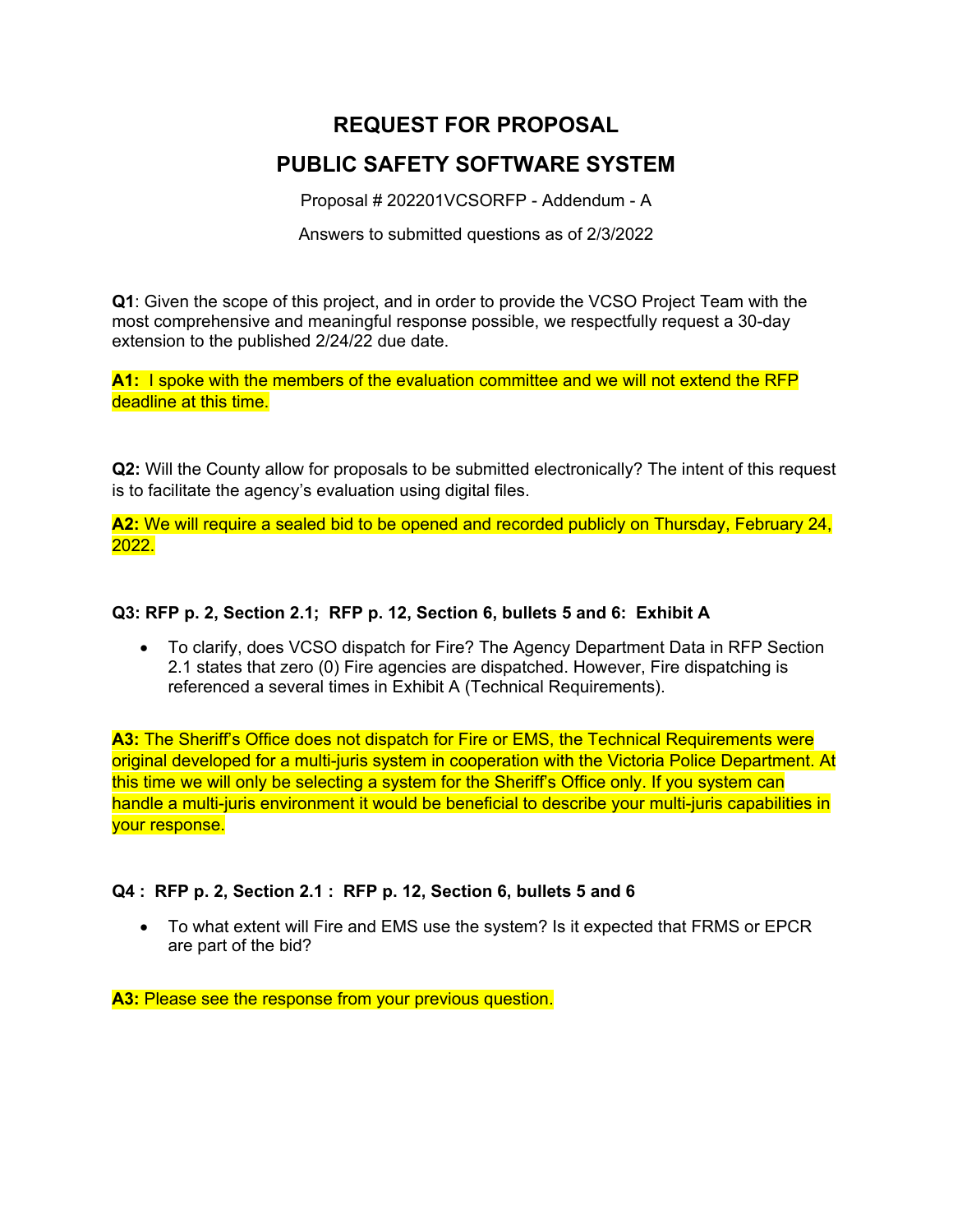# REQUEST FOR PROPOSAL

# PUBLIC SAFETY SOFTWARE SYSTEM

Proposal # 202201VCSORFP - Addendum - A

Answers to submitted questions as of 2/3/2022

**Q1**: Given the scope of this project, and in order to provide the VCSO Project Team with the most comprehensive and meaningful response possible, we respectfully request a 30-day extension to the published 2/24/22 due date.

**A1:** I spoke with the members of the evaluation committee and we will not extend the RFP deadline at this time.

**Q2:** Will the County allow for proposals to be submitted electronically? The intent of this request is to facilitate the agency's evaluation using digital files.

**A2:** We will require a sealed bid to be opened and recorded publicly on Thursday, February 24, 2022.

**Q3: RFP p. 2, Section 2.1; RFP p. 12, Section 6, bullets 5 and 6: Exhibit A**

- To clarify, does VCSO dispatch for Fire? The Agency Department Data in RFP Section 2.1 states that zero (0) Fire agencies are dispatched. However, Fire dispatching is referenced a several times in Exhibit A (Technical Requirements).

**A3:** The Sheriff's Office does not dispatch for Fire or EMS, the Technical Requirements were original developed for a multi-juris system in cooperation with the Victoria Police Department. At this time we will only be selecting a system for the Sheriff's Office only. If you system can handle a multi-juris environment it would be beneficial to describe your multi-juris capabilities in your response.

**Q4 : RFP p. 2, Section 2.1 : RFP p. 12, Section 6, bullets 5 and 6**

- To what extent will Fire and EMS use the system? Is it expected that FRMS or EPCR are part of the bid?

**A3:** Please see the response from your previous question.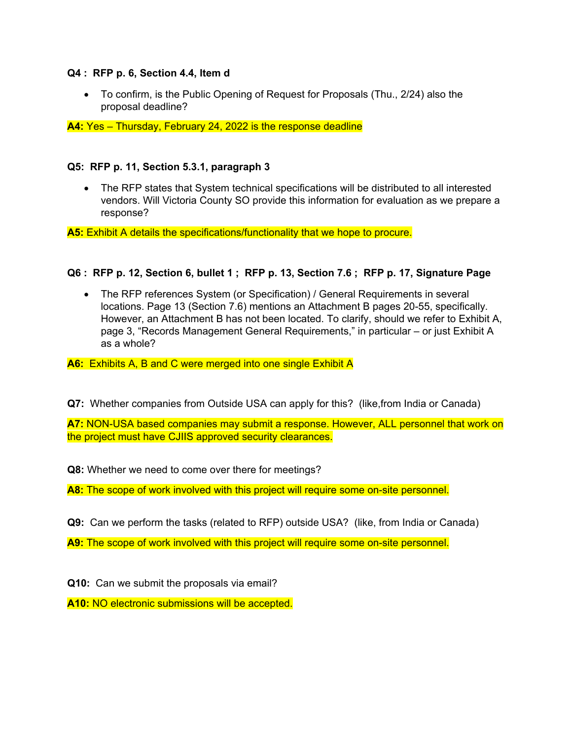**Q4 : RFP p. 6, Section 4.4, Item d**

- To confirm, is the Public Opening of Request for Proposals (Thu., 2/24) also the proposal deadline?

**A4:** Yes – Thursday, February 24, 2022 is the response deadline

**Q5: RFP p. 11, Section 5.3.1, paragraph 3**

- The RFP states that System technical specifications will be distributed to all interested vendors. Will Victoria County SO provide this information for evaluation as we prepare a response?

**A5:** Exhibit A details the specifications/functionality that we hope to procure.

**Q6 : RFP p. 12, Section 6, bullet 1 ; RFP p. 13, Section 7.6 ; RFP p. 17, Signature Page**

- The RFP references System (or Specification) / General Requirements in several locations. Page 13 (Section 7.6) mentions an Attachment B pages 20-55, specifically. However, an Attachment B has not been located. To clarify, should we refer to Exhibit A, page 3, "Records Management General Requirements," in particular – or just Exhibit A as a whole?

**A6:** Exhibits A, B and C were merged into one single Exhibit A

**Q7:** Whether companies from Outside USA can apply for this? (like,from India or Canada)

**A7:** NON-USA based companies may submit a response. However, ALL personnel that work on the project must have CJIIS approved security clearances.

**Q8:** Whether we need to come over there for meetings?

**A8:** The scope of work involved with this project will require some on-site personnel.

**Q9:** Can we perform the tasks (related to RFP) outside USA? (like, from India or Canada)

**A9:** The scope of work involved with this project will require some on-site personnel.

**Q10:** Can we submit the proposals via email?

**A10:** NO electronic submissions will be accepted.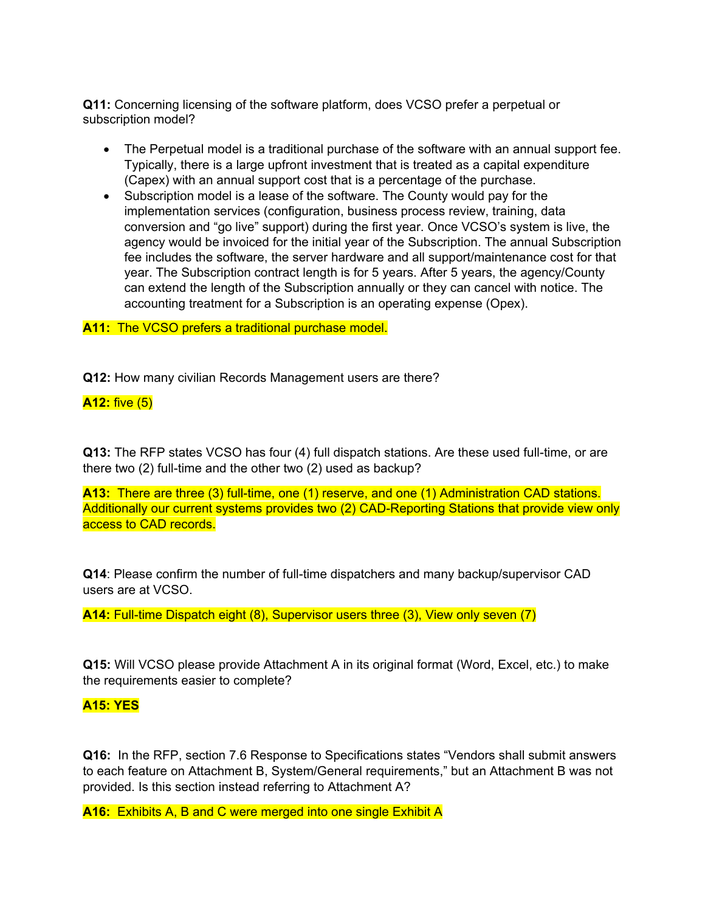**Q11:** Concerning licensing of the software platform, does VCSO prefer a perpetual or subscription model?

- The Perpetual model is a traditional purchase of the software with an annual support fee. Typically, there is a large upfront investment that is treated as a capital expenditure (Capex) with an annual support cost that is a percentage of the purchase.
- Subscription model is a lease of the software. The County would pay for the implementation services (configuration, business process review, training, data conversion and "go live" support) during the first year. Once VCSO's system is live, the agency would be invoiced for the initial year of the Subscription. The annual Subscription fee includes the software, the server hardware and all support/maintenance cost for that year. The Subscription contract length is for 5 years. After 5 years, the agency/County can extend the length of the Subscription annually or they can cancel with notice. The accounting treatment for a Subscription is an operating expense (Opex).

**A11:** The VCSO prefers a traditional purchase model.

**Q12:** How many civilian Records Management users are there?

**A12:** five (5)

**Q13:** The RFP states VCSO has four (4) full dispatch stations. Are these used full-time, or are there two (2) full-time and the other two (2) used as backup?

**A13:** There are three (3) full-time, one (1) reserve, and one (1) Administration CAD stations. Additionally our current systems provides two (2) CAD-Reporting Stations that provide view only access to CAD records.

**Q14**: Please confirm the number of full-time dispatchers and many backup/supervisor CAD users are at VCSO.

**A14:** Full-time Dispatch eight (8), Supervisor users three (3), View only seven (7)

**Q15:** Will VCSO please provide Attachment A in its original format (Word, Excel, etc.) to make the requirements easier to complete?

**A15: YES**

**Q16:** In the RFP, section 7.6 Response to Specifications states "Vendors shall submit answers to each feature on Attachment B, System/General requirements," but an Attachment B was not provided. Is this section instead referring to Attachment A?

**A16:** Exhibits A, B and C were merged into one single Exhibit A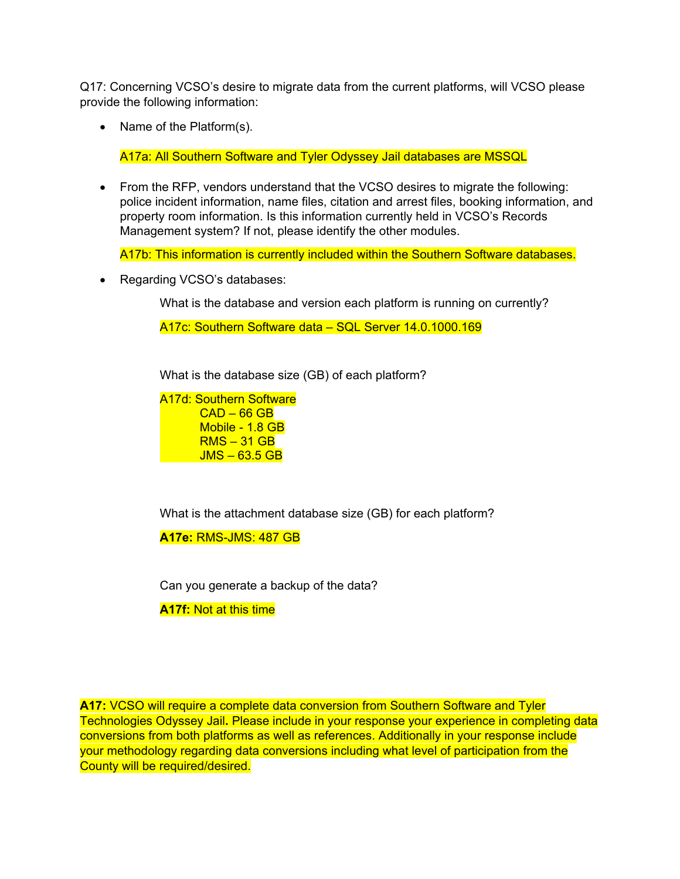Q17: Concerning VCSO's desire to migrate data from the current platforms, will VCSO please provide the following information:

- Name of the Platform(s).

  A17a: All Southern Software and Tyler Odyssey Jail databases are MSSQL

- From the RFP, vendors understand that the VCSO desires to migrate the following: police incident information, name files, citation and arrest files, booking information, and property room information. Is this information currently held in VCSO's Records Management system? If not, please identify the other modules.

  A17b: This information is currently included within the Southern Software databases.

- Regarding VCSO's databases:

  What is the database and version each platform is running on currently?

  A17c: Southern Software data – SQL Server 14.0.1000.169

  What is the database size (GB) of each platform?

  A17d: Southern Software
  - CAD – 66 GB
  - Mobile - 1.8 GB
  - RMS – 31 GB
  - JMS – 63.5 GB

  What is the attachment database size (GB) for each platform?

  **A17e:** RMS-JMS: 487 GB

  Can you generate a backup of the data?

  **A17f:** Not at this time

**A17:** VCSO will require a complete data conversion from Southern Software and Tyler Technologies Odyssey Jail. Please include in your response your experience in completing data conversions from both platforms as well as references. Additionally in your response include your methodology regarding data conversions including what level of participation from the County will be required/desired.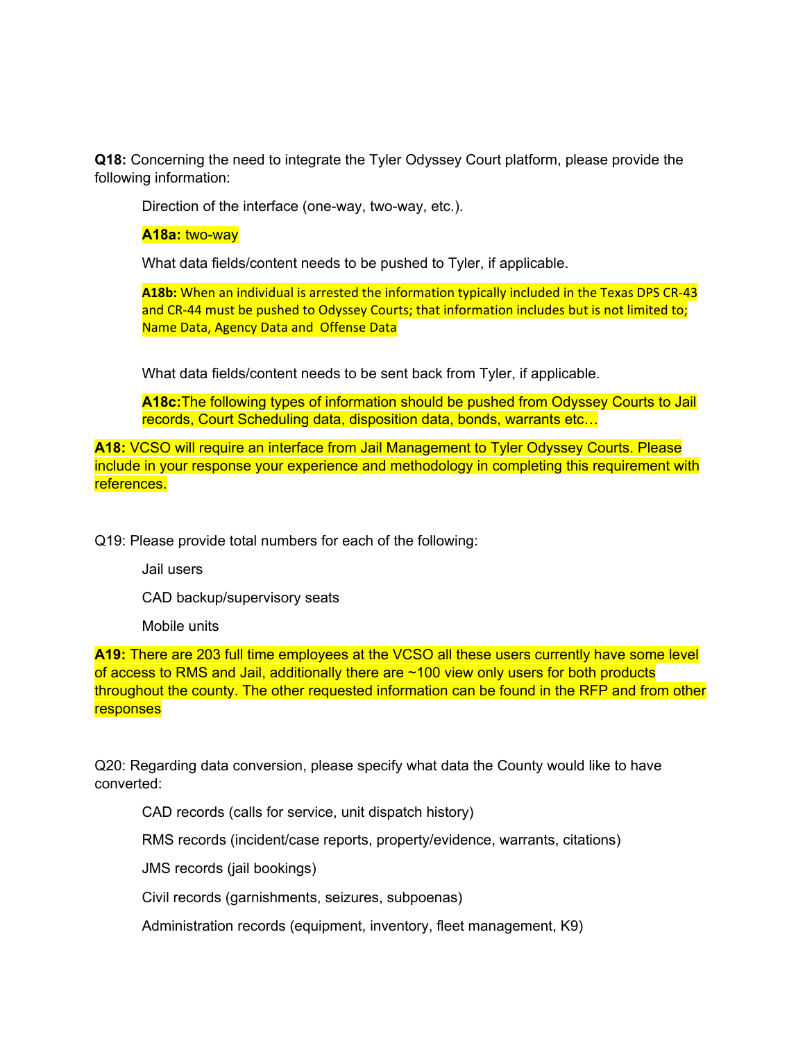**Q18:** Concerning the need to integrate the Tyler Odyssey Court platform, please provide the following information:

Direction of the interface (one-way, two-way, etc.).

**A18a:** two-way

What data fields/content needs to be pushed to Tyler, if applicable.

**A18b:** When an individual is arrested the information typically included in the Texas DPS CR-43 and CR-44 must be pushed to Odyssey Courts; that information includes but is not limited to; Name Data, Agency Data and Offense Data

What data fields/content needs to be sent back from Tyler, if applicable.

**A18c:**The following types of information should be pushed from Odyssey Courts to Jail records, Court Scheduling data, disposition data, bonds, warrants etc…

**A18:** VCSO will require an interface from Jail Management to Tyler Odyssey Courts. Please include in your response your experience and methodology in completing this requirement with references.

Q19: Please provide total numbers for each of the following:

Jail users

CAD backup/supervisory seats

Mobile units

**A19:** There are 203 full time employees at the VCSO all these users currently have some level of access to RMS and Jail, additionally there are ~100 view only users for both products throughout the county. The other requested information can be found in the RFP and from other responses

Q20: Regarding data conversion, please specify what data the County would like to have converted:

CAD records (calls for service, unit dispatch history)

RMS records (incident/case reports, property/evidence, warrants, citations)

JMS records (jail bookings)

Civil records (garnishments, seizures, subpoenas)

Administration records (equipment, inventory, fleet management, K9)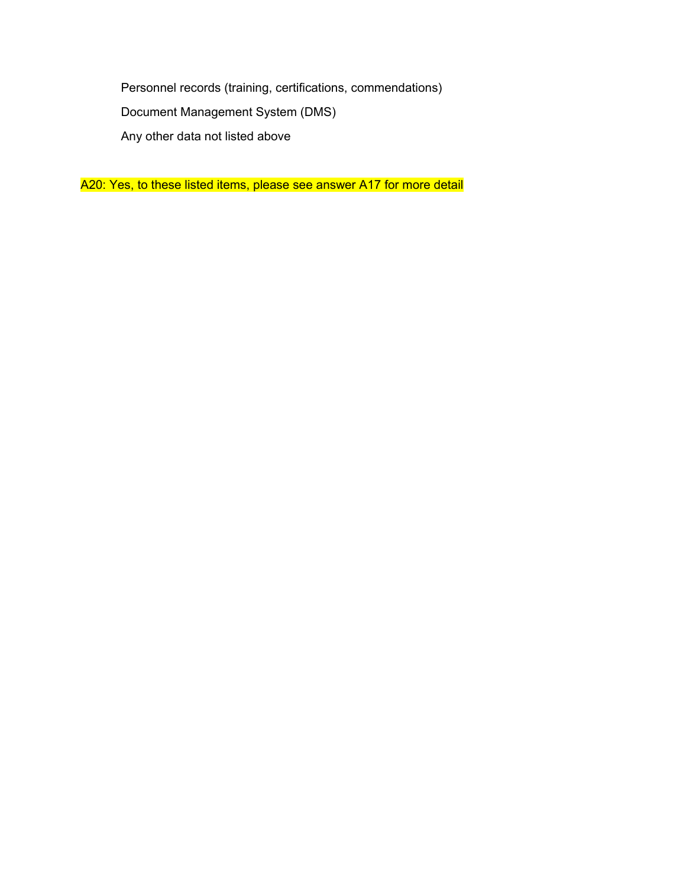Personnel records (training, certifications, commendations)

Document Management System (DMS)

Any other data not listed above

A20: Yes, to these listed items, please see answer A17 for more detail